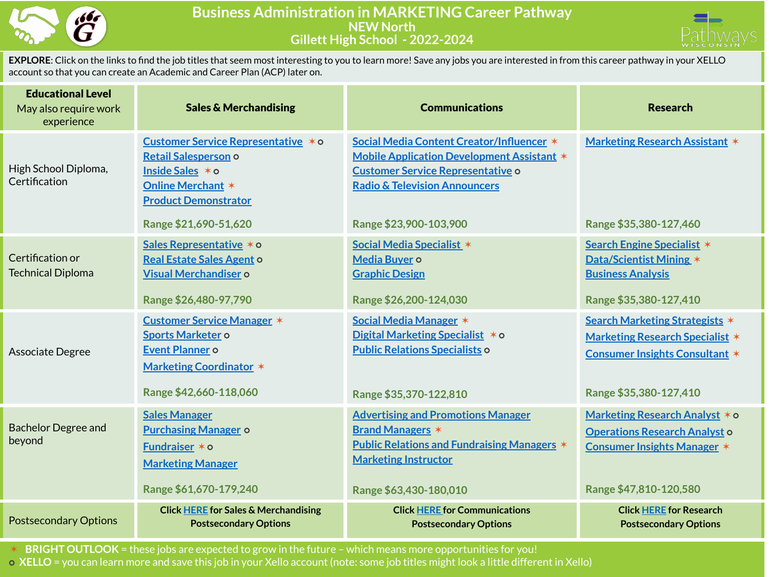# Business Administration in MARKETING Career Pathway

## NEW North

## Gillett High School - 2022-2024

**EXPLORE**: Click on the links to find the job titles that seem most interesting to you to learn more! Save any jobs you are interested in from this career pathway in your XELLO account so that you can create an Academic and Career Plan (ACP) later on.

| **Educational Level** May also require work experience | **Sales & Merchandising** | **Communications** | **Research** |
|---|---|---|---|
| High School Diploma, Certification | Customer Service Representative ✶ o<br>Retail Salesperson o<br>Inside Sales ✶ o<br>Online Merchant ✶<br>Product Demonstrator<br><br>Range $21,690-51,620 | Social Media Content Creator/Influencer ✶<br>Mobile Application Development Assistant ✶<br>Customer Service Representative o<br>Radio & Television Announcers<br><br>Range $23,900-103,900 | Marketing Research Assistant ✶<br><br>Range $35,380-127,460 |
| Certification or Technical Diploma | Sales Representative ✶ o<br>Real Estate Sales Agent o<br>Visual Merchandiser o<br><br>Range $26,480-97,790 | Social Media Specialist ✶<br>Media Buyer o<br>Graphic Design<br><br>Range $26,200-124,030 | Search Engine Specialist ✶<br>Data/Scientist Mining ✶<br>Business Analysis<br><br>Range $35,380-127,410 |
| Associate Degree | Customer Service Manager ✶<br>Sports Marketer o<br>Event Planner o<br>Marketing Coordinator ✶<br><br>Range $42,660-118,060 | Social Media Manager ✶<br>Digital Marketing Specialist ✶ o<br>Public Relations Specialists o<br><br>Range $35,370-122,810 | Search Marketing Strategists ✶<br>Marketing Research Specialist ✶<br>Consumer Insights Consultant ✶<br><br>Range $35,380-127,410 |
| Bachelor Degree and beyond | Sales Manager<br>Purchasing Manager o<br>Fundraiser ✶ o<br>Marketing Manager<br><br>Range $61,670-179,240 | Advertising and Promotions Manager<br>Brand Managers ✶<br>Public Relations and Fundraising Managers ✶<br>Marketing Instructor<br><br>Range $63,430-180,010 | Marketing Research Analyst ✶ o<br>Operations Research Analyst o<br>Consumer Insights Manager ✶<br><br>Range $47,810-120,580 |
| Postsecondary Options | **Click HERE for Sales & Merchandising Postsecondary Options** | **Click HERE for Communications Postsecondary Options** | **Click HERE for Research Postsecondary Options** |

✶ **BRIGHT OUTLOOK** = these jobs are expected to grow in the future – which means more opportunities for you!

o **XELLO** = you can learn more and save this job in your Xello account (note: some job titles might look a little different in Xello)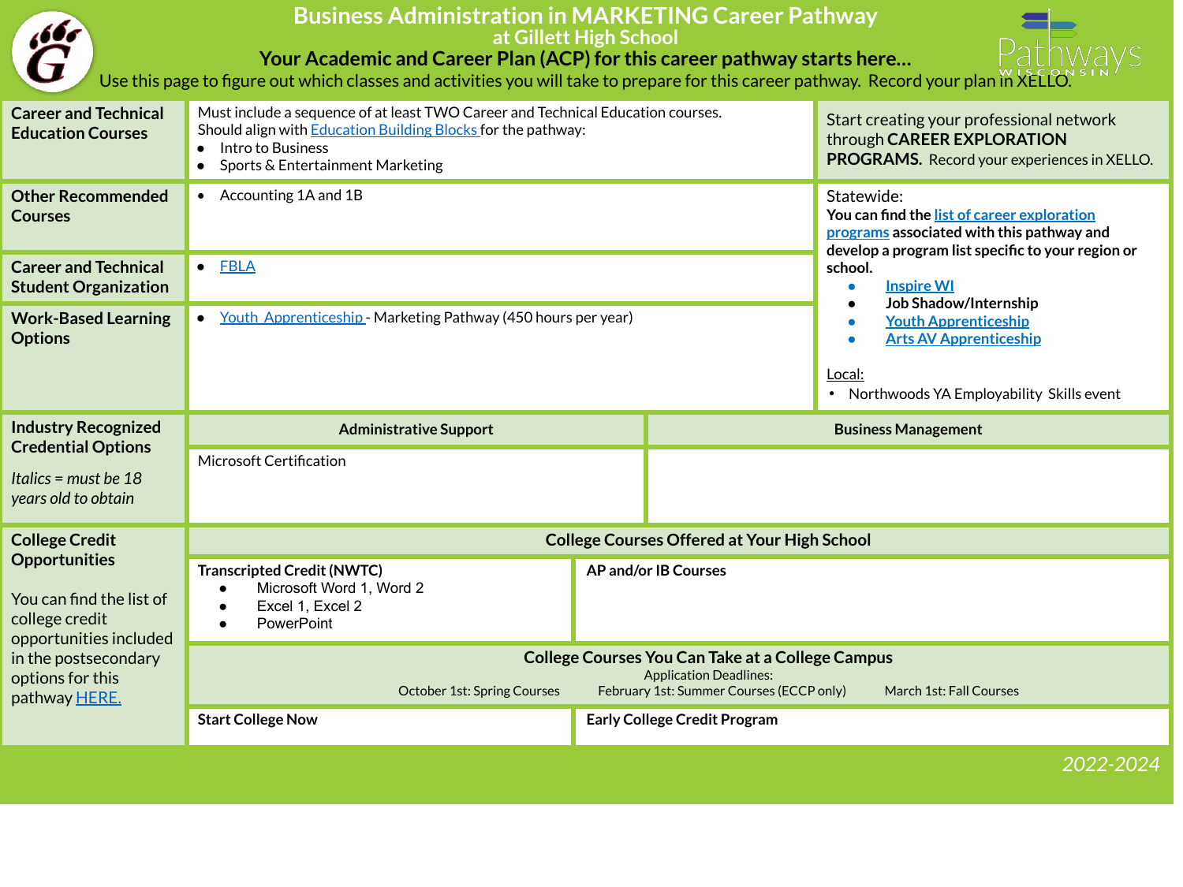# Business Administration in MARKETING Career Pathway

## at Gillett High School

### Your Academic and Career Plan (ACP) for this career pathway starts here...

Use this page to figure out which classes and activities you will take to prepare for this career pathway. Record your plan in XELLO.

| | |
|---|---|
| **Career and Technical Education Courses** | Must include a sequence of at least TWO Career and Technical Education courses. Should align with Education Building Blocks for the pathway:<br>• Intro to Business<br>• Sports & Entertainment Marketing |
| **Other Recommended Courses** | • Accounting 1A and 1B |
| **Career and Technical Student Organization** | • FBLA |
| **Work-Based Learning Options** | • Youth Apprenticeship - Marketing Pathway (450 hours per year) |

Start creating your professional network through **CAREER EXPLORATION PROGRAMS.** Record your experiences in XELLO.

Statewide:
**You can find the list of career exploration programs associated with this pathway and develop a program list specific to your region or school.**

- **Inspire WI**
- **Job Shadow/Internship**
- **Youth Apprenticeship**
- **Arts AV Apprenticeship**

Local:

- Northwoods YA Employability Skills event

| **Industry Recognized Credential Options**<br><br>*Italics = must be 18 years old to obtain* | **Administrative Support** | **Business Management** |
|---|---|---|
| | Microsoft Certification | |

**College Credit Opportunities**

You can find the list of college credit opportunities included in the postsecondary options for this pathway HERE.

**College Courses Offered at Your High School**

| **Transcripted Credit (NWTC)** | **AP and/or IB Courses** |
|---|---|
| • Microsoft Word 1, Word 2<br>• Excel 1, Excel 2<br>• PowerPoint | |

**College Courses You Can Take at a College Campus**

Application Deadlines:
October 1st: Spring Courses | February 1st: Summer Courses (ECCP only) | March 1st: Fall Courses

| **Start College Now** | **Early College Credit Program** |
|---|---|
| | |

*2022-2024*